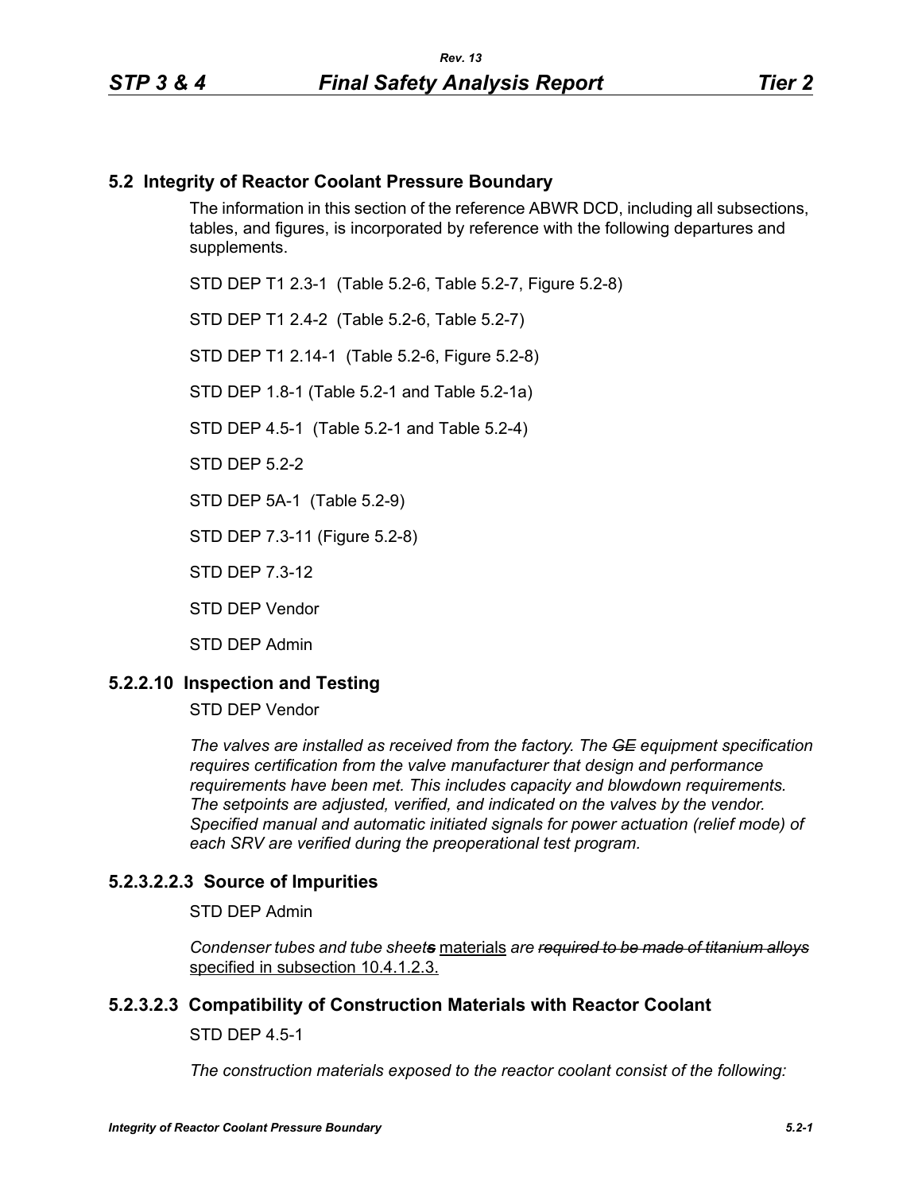## 5.2 Integrity of Reactor Coolant Pressure Boundary

The information in this section of the reference ABWR DCD, including all subsections, tables, and figures, is incorporated by reference with the following departures and supplements.

STD DEP T1 2.3-1 (Table 5.2-6, Table 5.2-7, Figure 5.2-8)

STD DEP T1 2.4-2 (Table 5.2-6, Table 5.2-7)

STD DEP T1 2.14-1 (Table 5.2-6, Figure 5.2-8)

STD DEP 1.8-1 (Table 5.2-1 and Table 5.2-1a)

STD DEP 4.5-1 (Table 5.2-1 and Table 5.2-4)

STD DEP 5.2-2

STD DEP 5A-1 (Table 5.2-9)

STD DEP 7.3-11 (Figure 5.2-8)

STD DEP 7.3-12

STD DEP Vendor

STD DEP Admin

### 5.2.2.10 Inspection and Testing

STD DEP Vendor

*The valves are installed as received from the factory. The ~~GE~~ equipment specification requires certification from the valve manufacturer that design and performance requirements have been met. This includes capacity and blowdown requirements. The setpoints are adjusted, verified, and indicated on the valves by the vendor. Specified manual and automatic initiated signals for power actuation (relief mode) of each SRV are verified during the preoperational test program.*

### 5.2.3.2.2.3 Source of Impurities

STD DEP Admin

*Condenser tubes and tube sheet~~s~~* <u>materials</u> *are ~~required to be made of titanium alloys~~* <u>specified in subsection 10.4.1.2.3.</u>

### 5.2.3.2.3 Compatibility of Construction Materials with Reactor Coolant

STD DEP 4.5-1

*The construction materials exposed to the reactor coolant consist of the following:*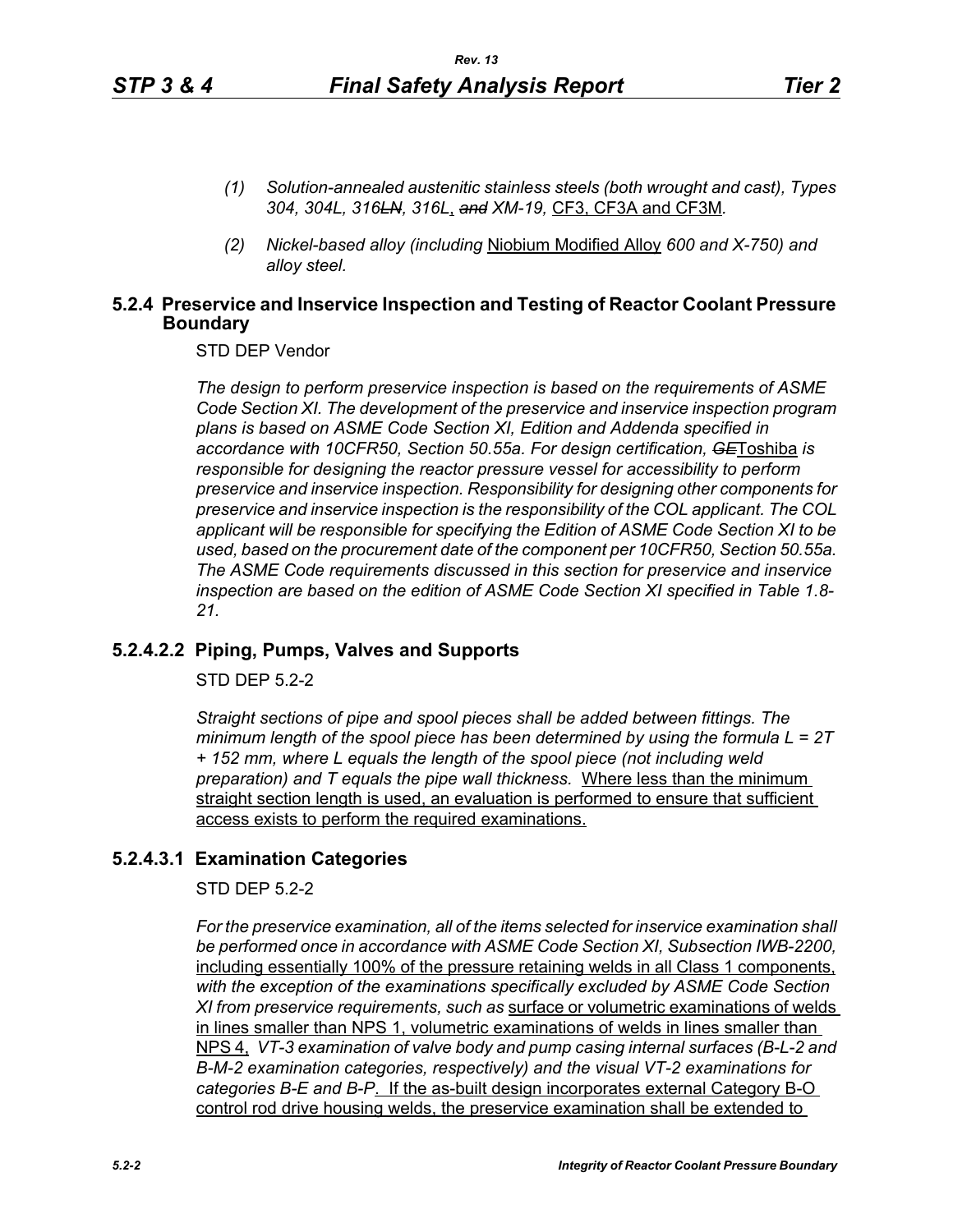*(1) Solution-annealed austenitic stainless steels (both wrought and cast), Types 304, 304L, 316~~LN~~, 316L, ~~and~~ XM-19,* CF3, CF3A and CF3M*.*

*(2) Nickel-based alloy (including* Niobium Modified Alloy *600 and X-750) and alloy steel.*

## 5.2.4 Preservice and Inservice Inspection and Testing of Reactor Coolant Pressure Boundary

STD DEP Vendor

*The design to perform preservice inspection is based on the requirements of ASME Code Section XI. The development of the preservice and inservice inspection program plans is based on ASME Code Section XI, Edition and Addenda specified in accordance with 10CFR50, Section 50.55a. For design certification, ~~GE~~*Toshiba *is responsible for designing the reactor pressure vessel for accessibility to perform preservice and inservice inspection. Responsibility for designing other components for preservice and inservice inspection is the responsibility of the COL applicant. The COL applicant will be responsible for specifying the Edition of ASME Code Section XI to be used, based on the procurement date of the component per 10CFR50, Section 50.55a. The ASME Code requirements discussed in this section for preservice and inservice inspection are based on the edition of ASME Code Section XI specified in Table 1.8-21.*

### 5.2.4.2.2 Piping, Pumps, Valves and Supports

STD DEP 5.2-2

*Straight sections of pipe and spool pieces shall be added between fittings. The minimum length of the spool piece has been determined by using the formula $L = 2T + 152$ mm, where L equals the length of the spool piece (not including weld preparation) and T equals the pipe wall thickness.* Where less than the minimum straight section length is used, an evaluation is performed to ensure that sufficient access exists to perform the required examinations.

### 5.2.4.3.1 Examination Categories

STD DEP 5.2-2

*For the preservice examination, all of the items selected for inservice examination shall be performed once in accordance with ASME Code Section XI, Subsection IWB-2200,* including essentially 100% of the pressure retaining welds in all Class 1 components, *with the exception of the examinations specifically excluded by ASME Code Section XI from preservice requirements, such as* surface or volumetric examinations of welds in lines smaller than NPS 1, volumetric examinations of welds in lines smaller than NPS 4, *VT-3 examination of valve body and pump casing internal surfaces (B-L-2 and B-M-2 examination categories, respectively) and the visual VT-2 examinations for categories B-E and B-P*. If the as-built design incorporates external Category B-O control rod drive housing welds, the preservice examination shall be extended to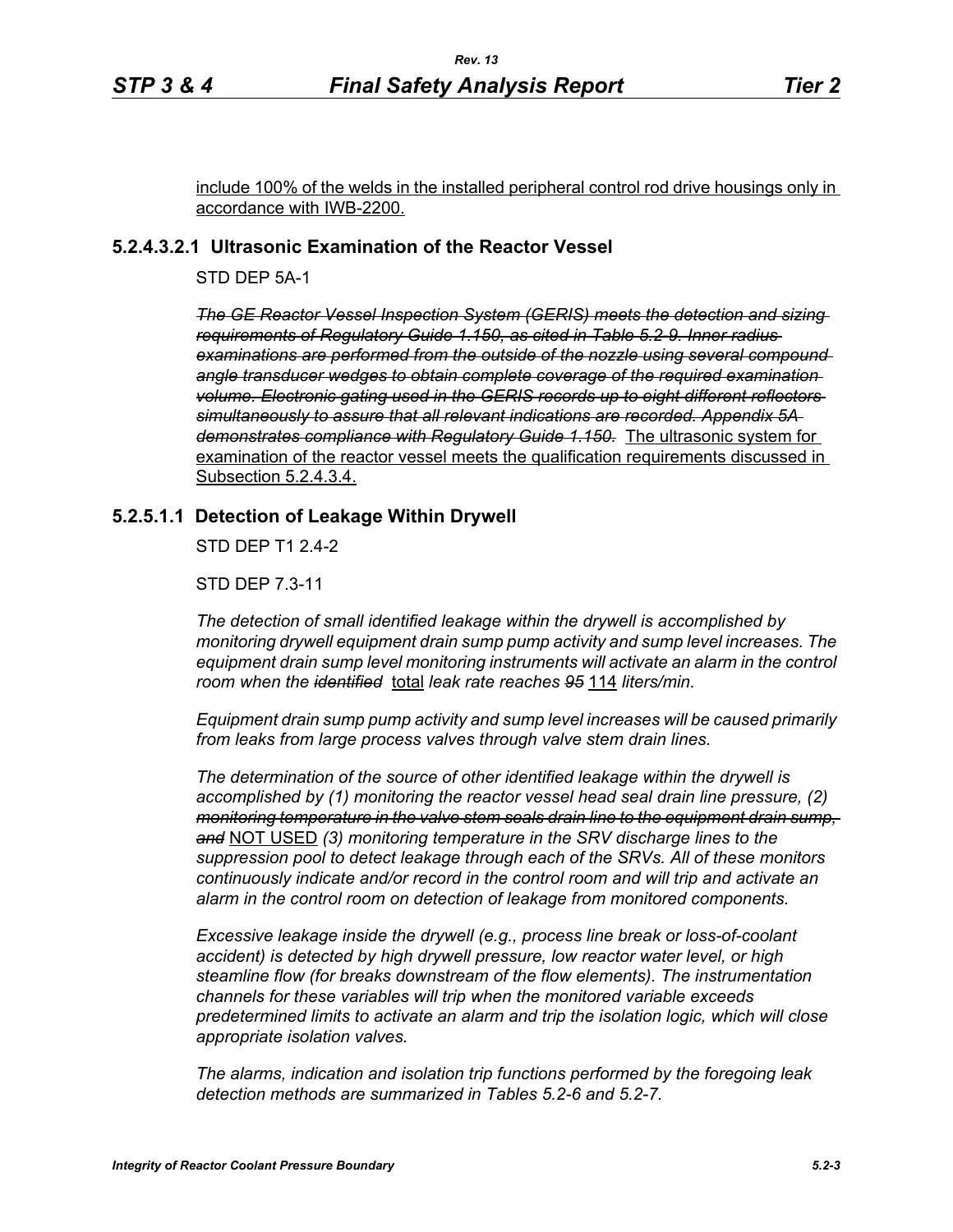include 100% of the welds in the installed peripheral control rod drive housings only in accordance with IWB-2200.

### 5.2.4.3.2.1 Ultrasonic Examination of the Reactor Vessel

STD DEP 5A-1

~~*The GE Reactor Vessel Inspection System (GERIS) meets the detection and sizing requirements of Regulatory Guide 1.150, as cited in Table 5.2-9. Inner radius examinations are performed from the outside of the nozzle using several compound angle transducer wedges to obtain complete coverage of the required examination volume. Electronic gating used in the GERIS records up to eight different reflectors simultaneously to assure that all relevant indications are recorded. Appendix 5A demonstrates compliance with Regulatory Guide 1.150.*~~ The ultrasonic system for examination of the reactor vessel meets the qualification requirements discussed in Subsection 5.2.4.3.4.

### 5.2.5.1.1 Detection of Leakage Within Drywell

STD DEP T1 2.4-2

STD DEP 7.3-11

*The detection of small identified leakage within the drywell is accomplished by monitoring drywell equipment drain sump pump activity and sump level increases. The equipment drain sump level monitoring instruments will activate an alarm in the control room when the* ~~*identified*~~ total *leak rate reaches* ~~*95*~~ 114 *liters/min.*

*Equipment drain sump pump activity and sump level increases will be caused primarily from leaks from large process valves through valve stem drain lines.*

*The determination of the source of other identified leakage within the drywell is accomplished by (1) monitoring the reactor vessel head seal drain line pressure, (2)* ~~*monitoring temperature in the valve stem seals drain line to the equipment drain sump, and*~~ NOT USED *(3) monitoring temperature in the SRV discharge lines to the suppression pool to detect leakage through each of the SRVs. All of these monitors continuously indicate and/or record in the control room and will trip and activate an alarm in the control room on detection of leakage from monitored components.*

*Excessive leakage inside the drywell (e.g., process line break or loss-of-coolant accident) is detected by high drywell pressure, low reactor water level, or high steamline flow (for breaks downstream of the flow elements). The instrumentation channels for these variables will trip when the monitored variable exceeds predetermined limits to activate an alarm and trip the isolation logic, which will close appropriate isolation valves.*

*The alarms, indication and isolation trip functions performed by the foregoing leak detection methods are summarized in Tables 5.2-6 and 5.2-7.*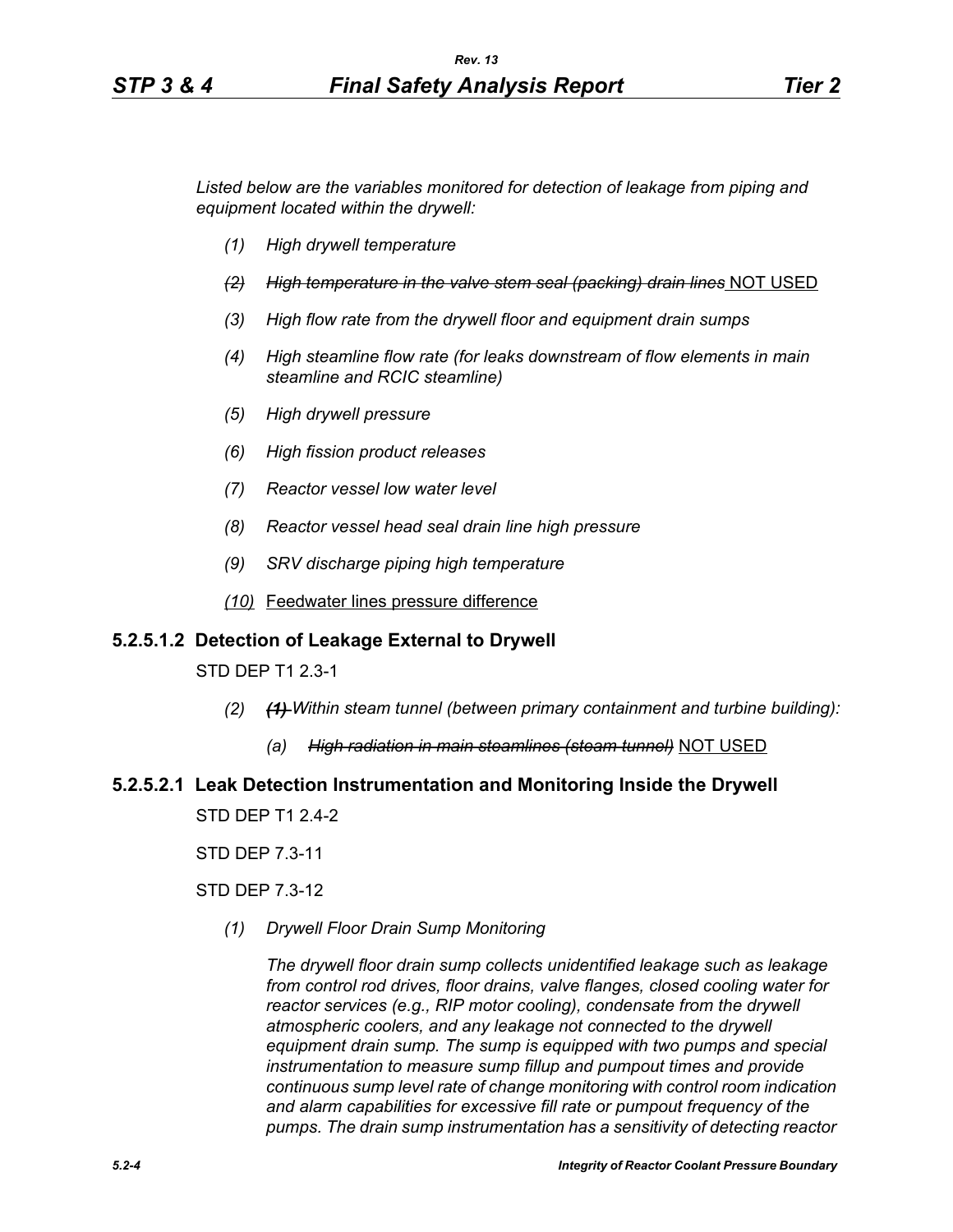*Listed below are the variables monitored for detection of leakage from piping and equipment located within the drywell:*

*(1) High drywell temperature*

*(2) ~~High temperature in the valve stem seal (packing) drain lines~~* NOT USED

*(3) High flow rate from the drywell floor and equipment drain sumps*

*(4) High steamline flow rate (for leaks downstream of flow elements in main steamline and RCIC steamline)*

*(5) High drywell pressure*

*(6) High fission product releases*

*(7) Reactor vessel low water level*

*(8) Reactor vessel head seal drain line high pressure*

*(9) SRV discharge piping high temperature*

*(10)* Feedwater lines pressure difference

### 5.2.5.1.2 Detection of Leakage External to Drywell

STD DEP T1 2.3-1

*(2) ~~(1)~~ Within steam tunnel (between primary containment and turbine building):*

*(a) ~~High radiation in main steamlines (steam tunnel)~~* NOT USED

### 5.2.5.2.1 Leak Detection Instrumentation and Monitoring Inside the Drywell

STD DEP T1 2.4-2

STD DEP 7.3-11

STD DEP 7.3-12

*(1) Drywell Floor Drain Sump Monitoring*

*The drywell floor drain sump collects unidentified leakage such as leakage from control rod drives, floor drains, valve flanges, closed cooling water for reactor services (e.g., RIP motor cooling), condensate from the drywell atmospheric coolers, and any leakage not connected to the drywell equipment drain sump. The sump is equipped with two pumps and special instrumentation to measure sump fillup and pumpout times and provide continuous sump level rate of change monitoring with control room indication and alarm capabilities for excessive fill rate or pumpout frequency of the pumps. The drain sump instrumentation has a sensitivity of detecting reactor*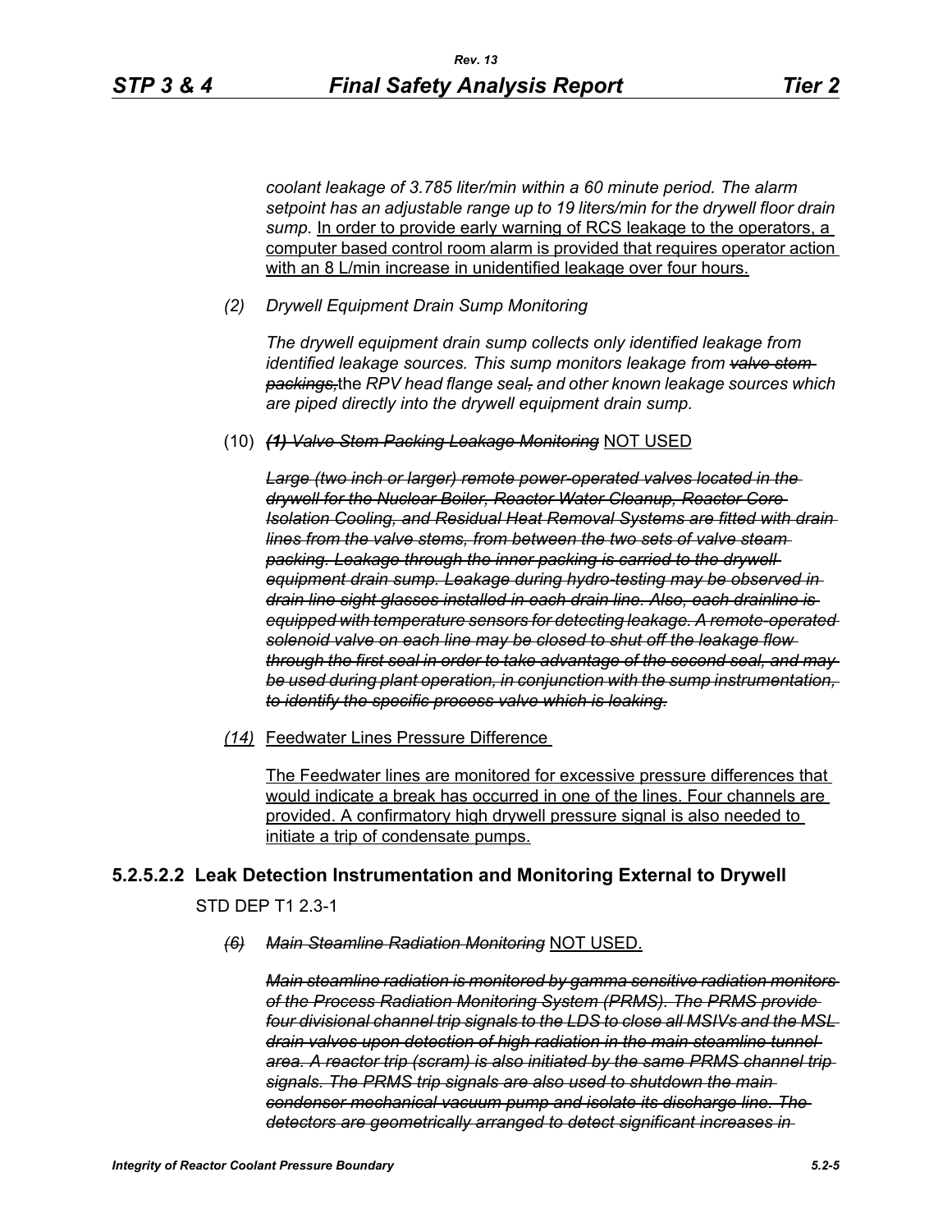*coolant leakage of 3.785 liter/min within a 60 minute period. The alarm setpoint has an adjustable range up to 19 liters/min for the drywell floor drain sump.* <u>In order to provide early warning of RCS leakage to the operators, a computer based control room alarm is provided that requires operator action with an 8 L/min increase in unidentified leakage over four hours.</u>

*(2) Drywell Equipment Drain Sump Monitoring*

*The drywell equipment drain sump collects only identified leakage from identified leakage sources. This sump monitors leakage from ~~valve stem packings,~~*<u>the</u> *RPV head flange seal~~,~~ and other known leakage sources which are piped directly into the drywell equipment drain sump.*

(10) ***~~(1)~~*** *~~Valve Stem Packing Leakage Monitoring~~* <u>NOT USED</u>

*~~Large (two inch or larger) remote power-operated valves located in the drywell for the Nuclear Boiler, Reactor Water Cleanup, Reactor Core Isolation Cooling, and Residual Heat Removal Systems are fitted with drain lines from the valve stems, from between the two sets of valve steam packing. Leakage through the inner packing is carried to the drywell equipment drain sump. Leakage during hydro-testing may be observed in drain line sight glasses installed in each drain line. Also, each drainline is equipped with temperature sensors for detecting leakage. A remote-operated solenoid valve on each line may be closed to shut off the leakage flow through the first seal in order to take advantage of the second seal, and may be used during plant operation, in conjunction with the sump instrumentation, to identify the specific process valve which is leaking.~~*

*<u>(14)</u>* <u>Feedwater Lines Pressure Difference</u>

<u>The Feedwater lines are monitored for excessive pressure differences that would indicate a break has occurred in one of the lines. Four channels are provided. A confirmatory high drywell pressure signal is also needed to initiate a trip of condensate pumps.</u>

### 5.2.5.2.2 Leak Detection Instrumentation and Monitoring External to Drywell

STD DEP T1 2.3-1

*~~(6)~~* *~~Main Steamline Radiation Monitoring~~* <u>NOT USED.</u>

*~~Main steamline radiation is monitored by gamma sensitive radiation monitors of the Process Radiation Monitoring System (PRMS). The PRMS provide four divisional channel trip signals to the LDS to close all MSIVs and the MSL drain valves upon detection of high radiation in the main steamline tunnel area. A reactor trip (scram) is also initiated by the same PRMS channel trip signals. The PRMS trip signals are also used to shutdown the main condenser mechanical vacuum pump and isolate its discharge line. The detectors are geometrically arranged to detect significant increases in~~*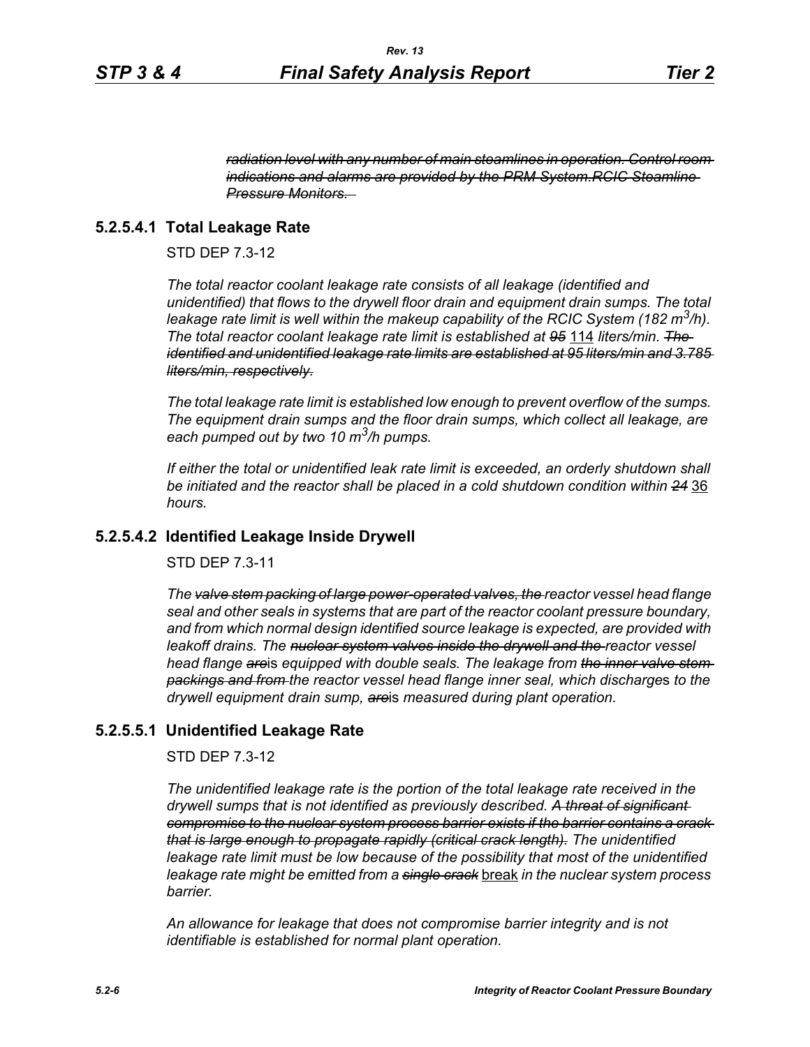~~*radiation level with any number of main steamlines in operation. Control room indications and alarms are provided by the PRM System.RCIC Steamline Pressure Monitors.*~~

### 5.2.5.4.1 Total Leakage Rate

STD DEP 7.3-12

*The total reactor coolant leakage rate consists of all leakage (identified and unidentified) that flows to the drywell floor drain and equipment drain sumps. The total leakage rate limit is well within the makeup capability of the RCIC System (182 $m^3$/h). The total reactor coolant leakage rate limit is established at ~~95~~* <u>114</u> *liters/min. ~~The identified and unidentified leakage rate limits are established at 95 liters/min and 3.785 liters/min, respectively.~~*

*The total leakage rate limit is established low enough to prevent overflow of the sumps. The equipment drain sumps and the floor drain sumps, which collect all leakage, are each pumped out by two 10 $m^3$/h pumps.*

*If either the total or unidentified leak rate limit is exceeded, an orderly shutdown shall be initiated and the reactor shall be placed in a cold shutdown condition within ~~24~~* <u>36</u> *hours.*

### 5.2.5.4.2 Identified Leakage Inside Drywell

STD DEP 7.3-11

*The ~~valve stem packing of large power-operated valves, the~~ reactor vessel head flange seal and other seals in systems that are part of the reactor coolant pressure boundary, and from which normal design identified source leakage is expected, are provided with leakoff drains. The ~~nuclear system valves inside the drywell and the~~ reactor vessel head flange ~~are~~is equipped with double seals. The leakage from ~~the inner valve stem packings and from~~ the reactor vessel head flange inner seal, which discharges to the drywell equipment drain sump, ~~are~~is measured during plant operation.*

### 5.2.5.5.1 Unidentified Leakage Rate

STD DEP 7.3-12

*The unidentified leakage rate is the portion of the total leakage rate received in the drywell sumps that is not identified as previously described. ~~A threat of significant compromise to the nuclear system process barrier exists if the barrier contains a crack that is large enough to propagate rapidly (critical crack length).~~ The unidentified leakage rate limit must be low because of the possibility that most of the unidentified leakage rate might be emitted from a ~~single crack~~* <u>break</u> *in the nuclear system process barrier.*

*An allowance for leakage that does not compromise barrier integrity and is not identifiable is established for normal plant operation.*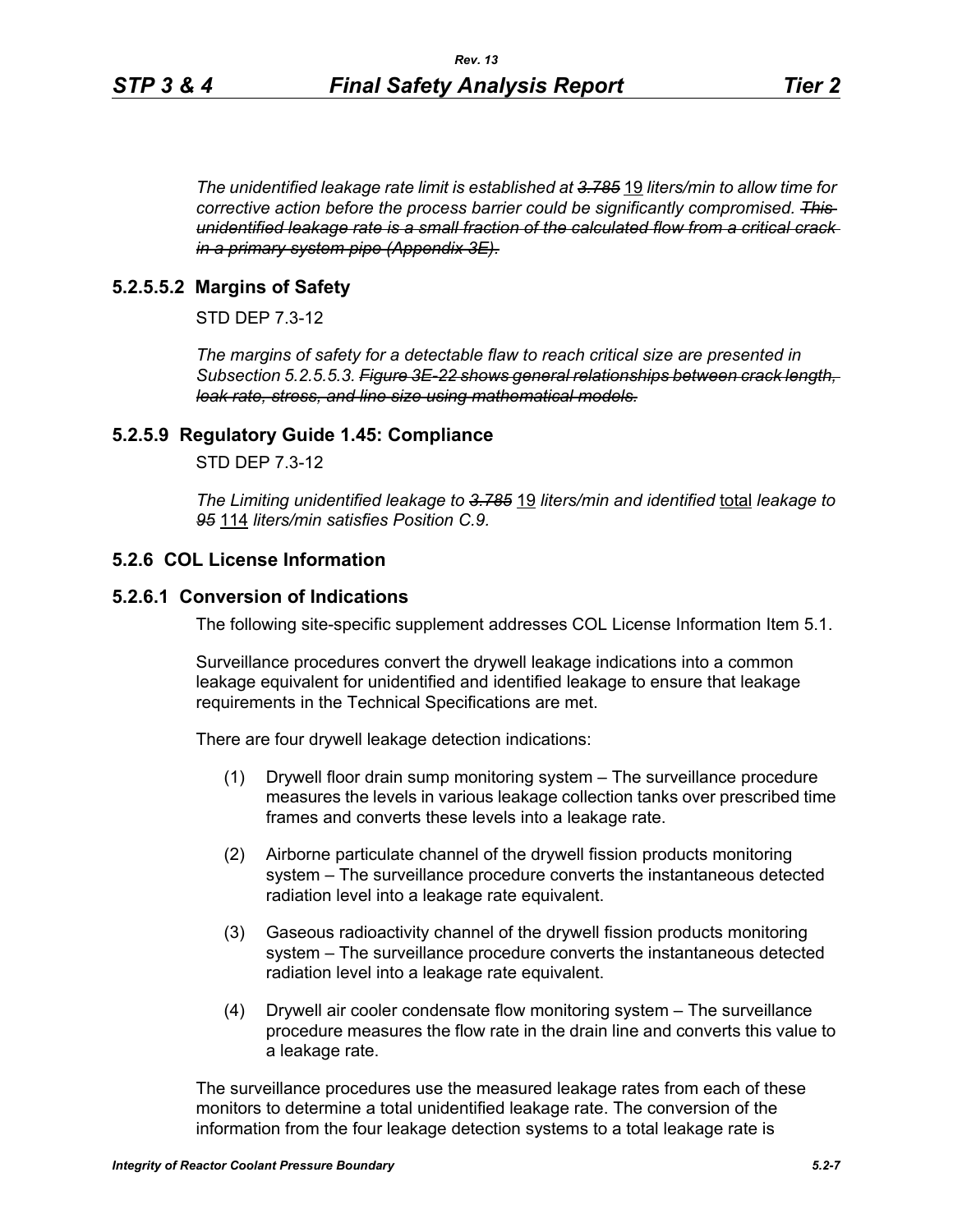*The unidentified leakage rate limit is established at ~~3.785~~* 19 *liters/min to allow time for corrective action before the process barrier could be significantly compromised. ~~This unidentified leakage rate is a small fraction of the calculated flow from a critical crack in a primary system pipe (Appendix 3E).~~*

### 5.2.5.5.2 Margins of Safety

STD DEP 7.3-12

*The margins of safety for a detectable flaw to reach critical size are presented in Subsection 5.2.5.5.3. ~~Figure 3E-22 shows general relationships between crack length, leak rate, stress, and line size using mathematical models.~~*

### 5.2.5.9 Regulatory Guide 1.45: Compliance

STD DEP 7.3-12

*The Limiting unidentified leakage to ~~3.785~~* 19 *liters/min and identified* total *leakage to ~~95~~* 114 *liters/min satisfies Position C.9.*

## 5.2.6 COL License Information

### 5.2.6.1 Conversion of Indications

The following site-specific supplement addresses COL License Information Item 5.1.

Surveillance procedures convert the drywell leakage indications into a common leakage equivalent for unidentified and identified leakage to ensure that leakage requirements in the Technical Specifications are met.

There are four drywell leakage detection indications:

(1) Drywell floor drain sump monitoring system – The surveillance procedure measures the levels in various leakage collection tanks over prescribed time frames and converts these levels into a leakage rate.

(2) Airborne particulate channel of the drywell fission products monitoring system – The surveillance procedure converts the instantaneous detected radiation level into a leakage rate equivalent.

(3) Gaseous radioactivity channel of the drywell fission products monitoring system – The surveillance procedure converts the instantaneous detected radiation level into a leakage rate equivalent.

(4) Drywell air cooler condensate flow monitoring system – The surveillance procedure measures the flow rate in the drain line and converts this value to a leakage rate.

The surveillance procedures use the measured leakage rates from each of these monitors to determine a total unidentified leakage rate. The conversion of the information from the four leakage detection systems to a total leakage rate is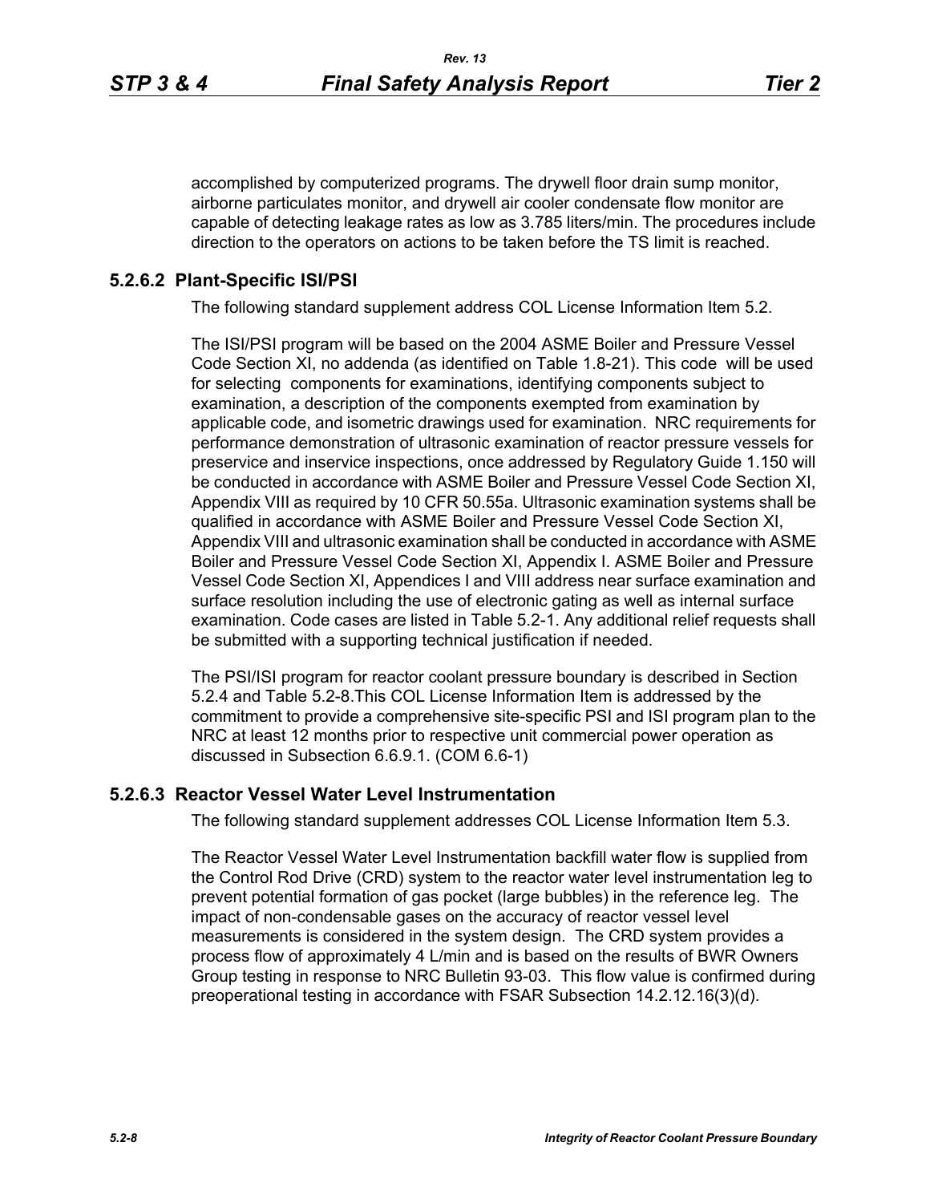accomplished by computerized programs. The drywell floor drain sump monitor, airborne particulates monitor, and drywell air cooler condensate flow monitor are capable of detecting leakage rates as low as 3.785 liters/min. The procedures include direction to the operators on actions to be taken before the TS limit is reached.

### 5.2.6.2 Plant-Specific ISI/PSI

The following standard supplement address COL License Information Item 5.2.

The ISI/PSI program will be based on the 2004 ASME Boiler and Pressure Vessel Code Section XI, no addenda (as identified on Table 1.8-21). This code will be used for selecting components for examinations, identifying components subject to examination, a description of the components exempted from examination by applicable code, and isometric drawings used for examination. NRC requirements for performance demonstration of ultrasonic examination of reactor pressure vessels for preservice and inservice inspections, once addressed by Regulatory Guide 1.150 will be conducted in accordance with ASME Boiler and Pressure Vessel Code Section XI, Appendix VIII as required by 10 CFR 50.55a. Ultrasonic examination systems shall be qualified in accordance with ASME Boiler and Pressure Vessel Code Section XI, Appendix VIII and ultrasonic examination shall be conducted in accordance with ASME Boiler and Pressure Vessel Code Section XI, Appendix I. ASME Boiler and Pressure Vessel Code Section XI, Appendices I and VIII address near surface examination and surface resolution including the use of electronic gating as well as internal surface examination. Code cases are listed in Table 5.2-1. Any additional relief requests shall be submitted with a supporting technical justification if needed.

The PSI/ISI program for reactor coolant pressure boundary is described in Section 5.2.4 and Table 5.2-8.This COL License Information Item is addressed by the commitment to provide a comprehensive site-specific PSI and ISI program plan to the NRC at least 12 months prior to respective unit commercial power operation as discussed in Subsection 6.6.9.1. (COM 6.6-1)

### 5.2.6.3 Reactor Vessel Water Level Instrumentation

The following standard supplement addresses COL License Information Item 5.3.

The Reactor Vessel Water Level Instrumentation backfill water flow is supplied from the Control Rod Drive (CRD) system to the reactor water level instrumentation leg to prevent potential formation of gas pocket (large bubbles) in the reference leg. The impact of non-condensable gases on the accuracy of reactor vessel level measurements is considered in the system design. The CRD system provides a process flow of approximately 4 L/min and is based on the results of BWR Owners Group testing in response to NRC Bulletin 93-03. This flow value is confirmed during preoperational testing in accordance with FSAR Subsection 14.2.12.16(3)(d).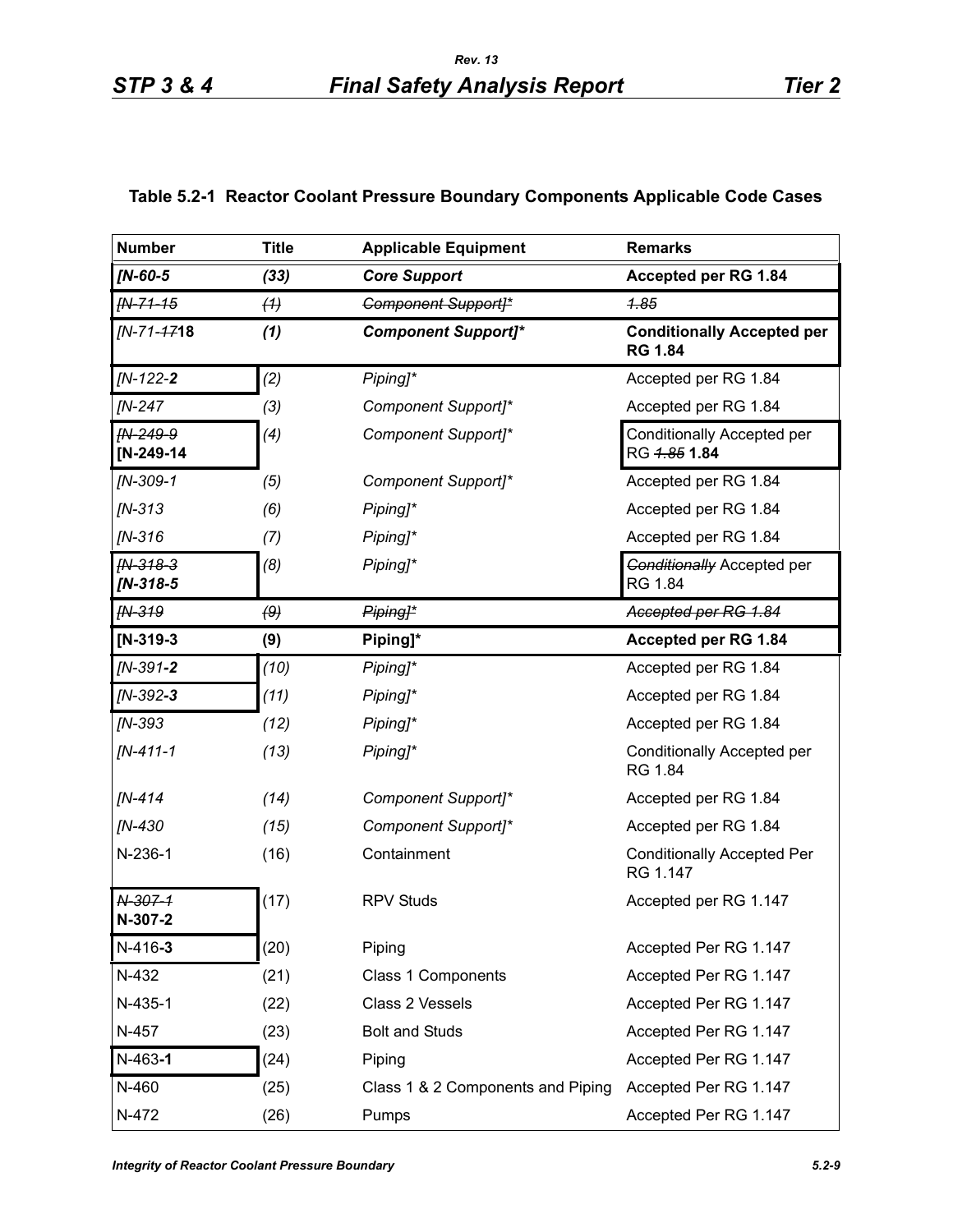### Table 5.2-1 Reactor Coolant Pressure Boundary Components Applicable Code Cases

| Number | Title | Applicable Equipment | Remarks |
|---|---|---|---|
| ***[N-60-5*** | ***(33)*** | ***Core Support*** | **Accepted per RG 1.84** |
| ~~*[N-71-15*~~ | ~~*(1)*~~ | ~~*Component Support]\**~~ | ~~*1.85*~~ |
| *[N-71-~~17~~***18** | ***(1)*** | ***Component Support]\**** | **Conditionally Accepted per RG 1.84** |
| *[N-122-**2*** | *(2)* | *Piping]\** | Accepted per RG 1.84 |
| *[N-247* | *(3)* | *Component Support]\** | Accepted per RG 1.84 |
| ~~*[N-249-9*~~ **[N-249-14** | *(4)* | *Component Support]\** | Conditionally Accepted per RG ~~*1.85*~~ **1.84** |
| *[N-309-1* | *(5)* | *Component Support]\** | Accepted per RG 1.84 |
| *[N-313* | *(6)* | *Piping]\** | Accepted per RG 1.84 |
| *[N-316* | *(7)* | *Piping]\** | Accepted per RG 1.84 |
| ~~*[N-318-3*~~ ***[N-318-5*** | *(8)* | *Piping]\** | ~~*Conditionally*~~ Accepted per RG 1.84 |
| ~~*[N-319*~~ | ~~*(9)*~~ | ~~*Piping]\**~~ | ~~*Accepted per RG 1.84*~~ |
| **[N-319-3** | **(9)** | **Piping]\*** | **Accepted per RG 1.84** |
| *[N-391-**2*** | *(10)* | *Piping]\** | Accepted per RG 1.84 |
| *[N-392-**3*** | *(11)* | *Piping]\** | Accepted per RG 1.84 |
| *[N-393* | *(12)* | *Piping]\** | Accepted per RG 1.84 |
| *[N-411-1* | *(13)* | *Piping]\** | Conditionally Accepted per RG 1.84 |
| *[N-414* | *(14)* | *Component Support]\** | Accepted per RG 1.84 |
| *[N-430* | *(15)* | *Component Support]\** | Accepted per RG 1.84 |
| N-236-1 | (16) | Containment | Conditionally Accepted Per RG 1.147 |
| ~~*N-307-1*~~ **N-307-2** | (17) | RPV Studs | Accepted per RG 1.147 |
| N-416-**3** | (20) | Piping | Accepted Per RG 1.147 |
| N-432 | (21) | Class 1 Components | Accepted Per RG 1.147 |
| N-435-1 | (22) | Class 2 Vessels | Accepted Per RG 1.147 |
| N-457 | (23) | Bolt and Studs | Accepted Per RG 1.147 |
| N-463-**1** | (24) | Piping | Accepted Per RG 1.147 |
| N-460 | (25) | Class 1 & 2 Components and Piping | Accepted Per RG 1.147 |
| N-472 | (26) | Pumps | Accepted Per RG 1.147 |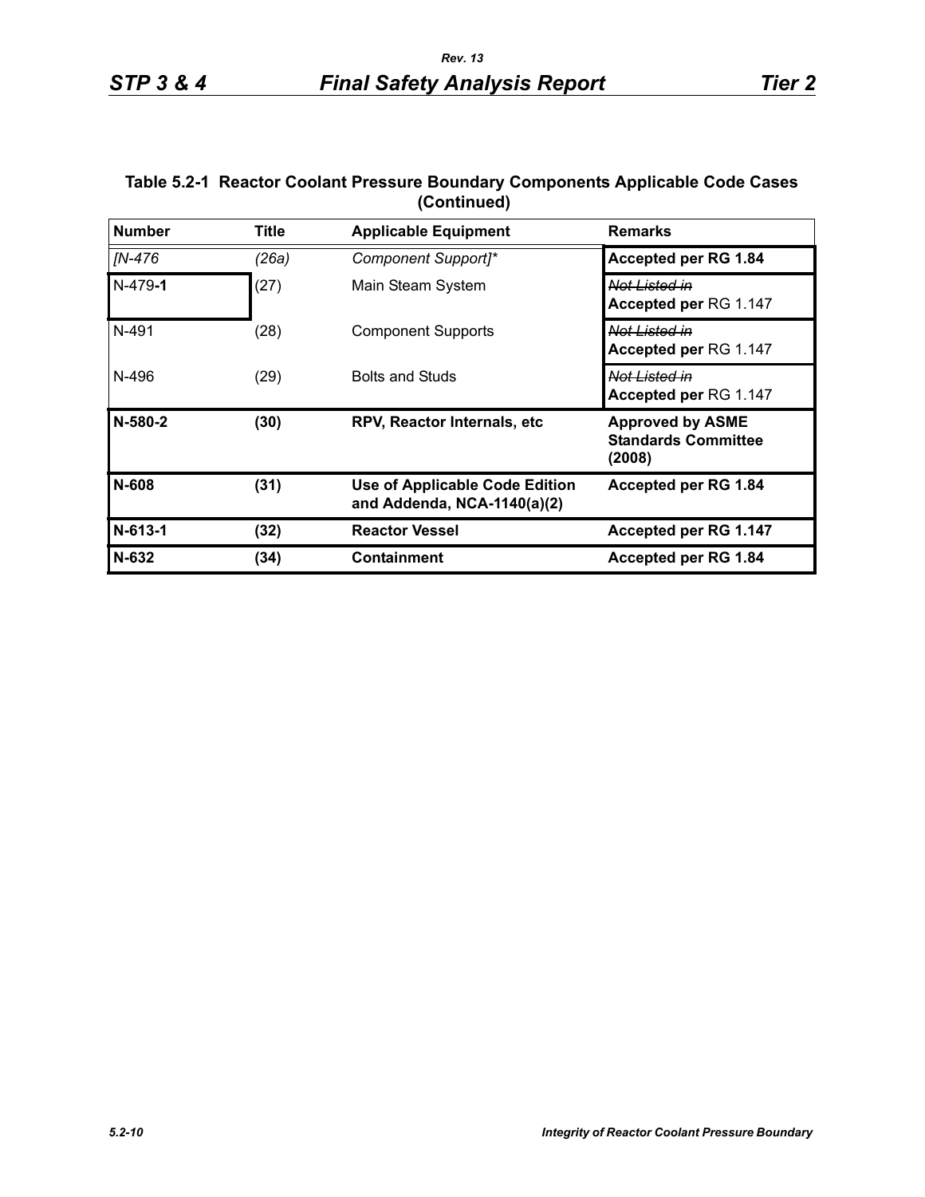**Table 5.2-1 Reactor Coolant Pressure Boundary Components Applicable Code Cases (Continued)**

| Number | Title | Applicable Equipment | Remarks |
|---|---|---|---|
| *[N-476* | *(26a)* | *Component Support]** | **Accepted per RG 1.84** |
| N-479-**1** | (27) | Main Steam System | ~~*Not Listed in*~~ **Accepted per** RG 1.147 |
| N-491 | (28) | Component Supports | ~~*Not Listed in*~~ **Accepted per** RG 1.147 |
| N-496 | (29) | Bolts and Studs | ~~*Not Listed in*~~ **Accepted per** RG 1.147 |
| **N-580-2** | **(30)** | **RPV, Reactor Internals, etc** | **Approved by ASME Standards Committee (2008)** |
| **N-608** | **(31)** | **Use of Applicable Code Edition and Addenda, NCA-1140(a)(2)** | **Accepted per RG 1.84** |
| **N-613-1** | **(32)** | **Reactor Vessel** | **Accepted per RG 1.147** |
| **N-632** | **(34)** | **Containment** | **Accepted per RG 1.84** |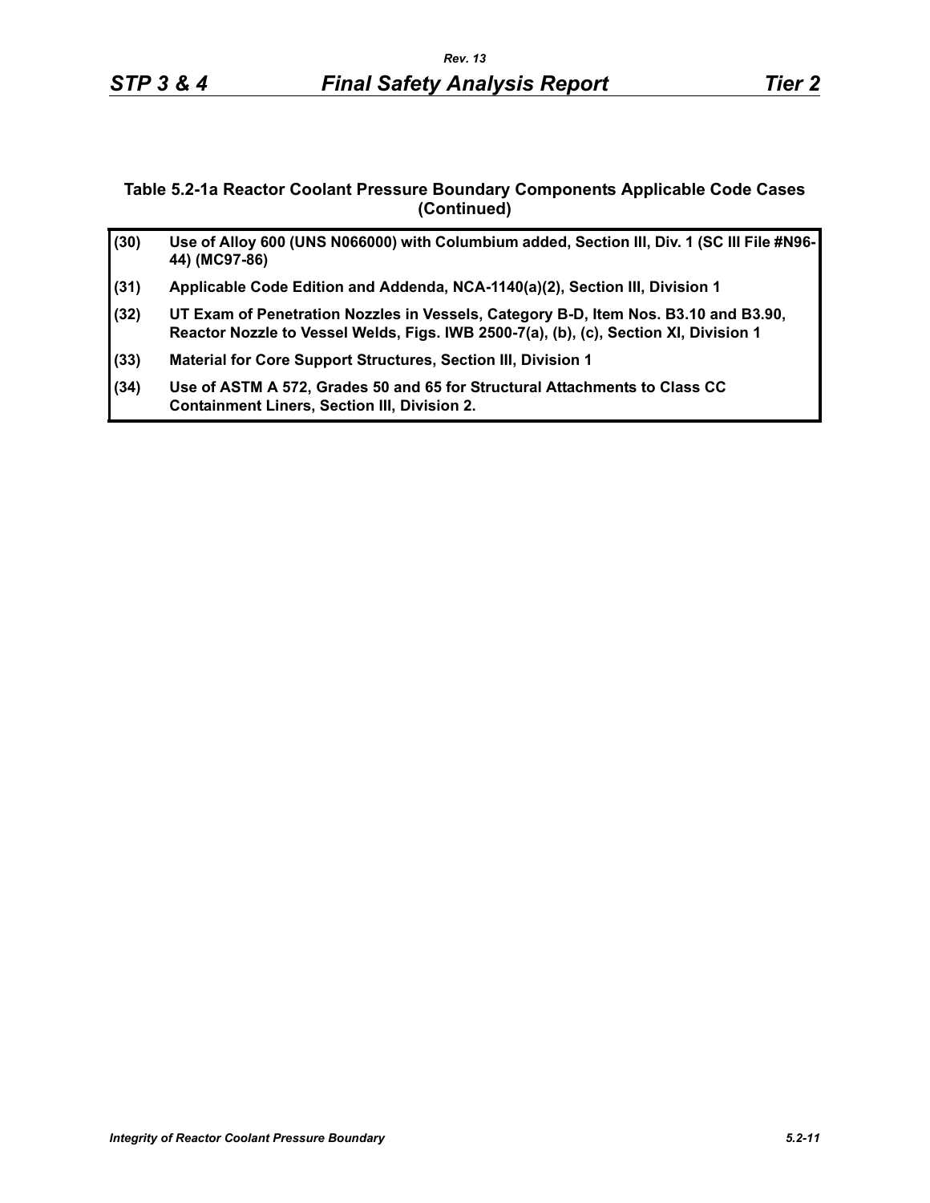### Table 5.2-1a Reactor Coolant Pressure Boundary Components Applicable Code Cases (Continued)

| | |
|---|---|
| **(30)** | **Use of Alloy 600 (UNS N066000) with Columbium added, Section III, Div. 1 (SC III File #N96-44) (MC97-86)** |
| **(31)** | **Applicable Code Edition and Addenda, NCA-1140(a)(2), Section III, Division 1** |
| **(32)** | **UT Exam of Penetration Nozzles in Vessels, Category B-D, Item Nos. B3.10 and B3.90, Reactor Nozzle to Vessel Welds, Figs. IWB 2500-7(a), (b), (c), Section XI, Division 1** |
| **(33)** | **Material for Core Support Structures, Section III, Division 1** |
| **(34)** | **Use of ASTM A 572, Grades 50 and 65 for Structural Attachments to Class CC Containment Liners, Section III, Division 2.** |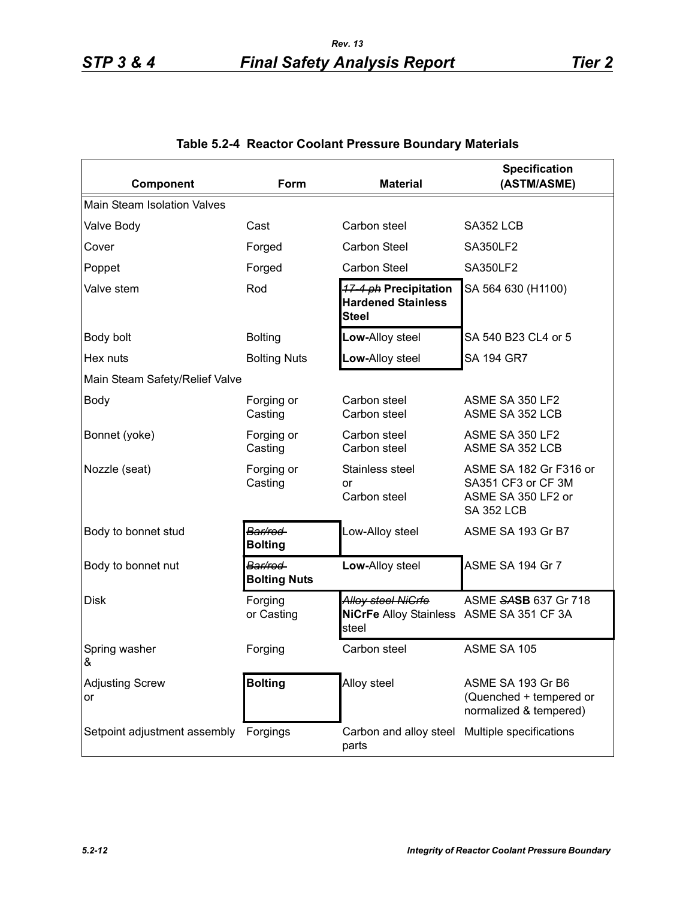### Table 5.2-4 Reactor Coolant Pressure Boundary Materials

| Component | Form | Material | Specification (ASTM/ASME) |
|---|---|---|---|
| Main Steam Isolation Valves | | | |
| Valve Body | Cast | Carbon steel | SA352 LCB |
| Cover | Forged | Carbon Steel | SA350LF2 |
| Poppet | Forged | Carbon Steel | SA350LF2 |
| Valve stem | Rod | ~~17-4 ph~~ **Precipitation Hardened Stainless Steel** | SA 564 630 (H1100) |
| Body bolt | Bolting | **Low-**Alloy steel | SA 540 B23 CL4 or 5 |
| Hex nuts | Bolting Nuts | **Low-**Alloy steel | SA 194 GR7 |
| Main Steam Safety/Relief Valve | | | |
| Body | Forging or Casting | Carbon steel Carbon steel | ASME SA 350 LF2 ASME SA 352 LCB |
| Bonnet (yoke) | Forging or Casting | Carbon steel Carbon steel | ASME SA 350 LF2 ASME SA 352 LCB |
| Nozzle (seat) | Forging or Casting | Stainless steel or Carbon steel | ASME SA 182 Gr F316 or SA351 CF3 or CF 3M ASME SA 350 LF2 or SA 352 LCB |
| Body to bonnet stud | ~~Bar/rod~~ **Bolting** | Low-Alloy steel | ASME SA 193 Gr B7 |
| Body to bonnet nut | ~~Bar/rod~~ **Bolting Nuts** | **Low-**Alloy steel | ASME SA 194 Gr 7 |
| Disk | Forging or Casting | ~~Alloy steel NiCrfe~~ **NiCrFe** Alloy Stainless steel | ASME ~~SA~~**SB** 637 Gr 718 ASME SA 351 CF 3A |
| Spring washer & | Forging | Carbon steel | ASME SA 105 |
| Adjusting Screw or | **Bolting** | Alloy steel | ASME SA 193 Gr B6 (Quenched + tempered or normalized & tempered) |
| Setpoint adjustment assembly | Forgings | Carbon and alloy steel parts | Multiple specifications |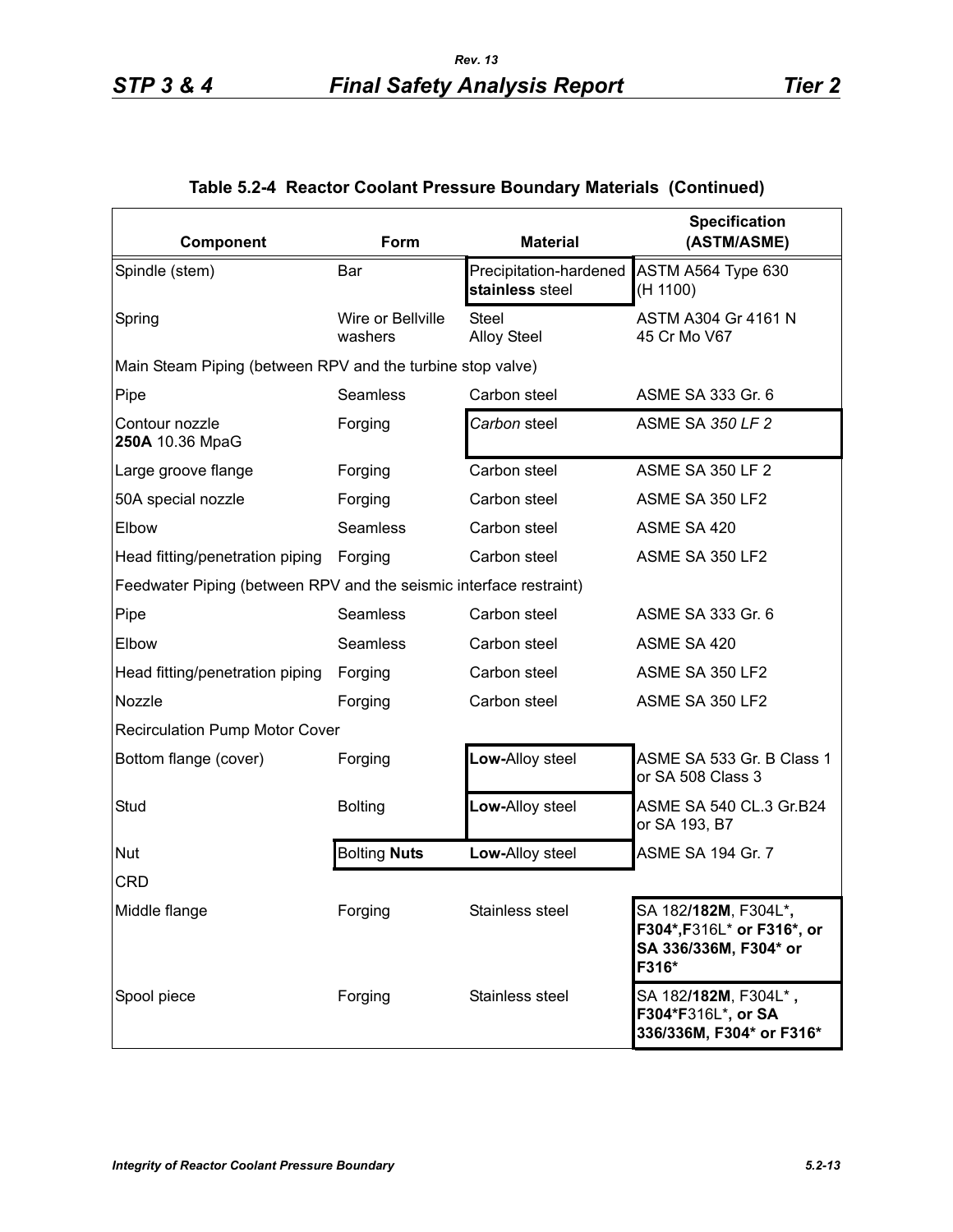## Table 5.2-4 Reactor Coolant Pressure Boundary Materials (Continued)

| Component | Form | Material | Specification (ASTM/ASME) |
|---|---|---|---|
| Spindle (stem) | Bar | Precipitation-hardened **stainless** steel | ASTM A564 Type 630 (H 1100) |
| Spring | Wire or Bellville washers | Steel Alloy Steel | ASTM A304 Gr 4161 N 45 Cr Mo V67 |
| Main Steam Piping (between RPV and the turbine stop valve) | | | |
| Pipe | Seamless | Carbon steel | ASME SA 333 Gr. 6 |
| Contour nozzle **250A** 10.36 MpaG | Forging | *Carbon* steel | ASME SA *350 LF 2* |
| Large groove flange | Forging | Carbon steel | ASME SA 350 LF 2 |
| 50A special nozzle | Forging | Carbon steel | ASME SA 350 LF2 |
| Elbow | Seamless | Carbon steel | ASME SA 420 |
| Head fitting/penetration piping | Forging | Carbon steel | ASME SA 350 LF2 |
| Feedwater Piping (between RPV and the seismic interface restraint) | | | |
| Pipe | Seamless | Carbon steel | ASME SA 333 Gr. 6 |
| Elbow | Seamless | Carbon steel | ASME SA 420 |
| Head fitting/penetration piping | Forging | Carbon steel | ASME SA 350 LF2 |
| Nozzle | Forging | Carbon steel | ASME SA 350 LF2 |
| Recirculation Pump Motor Cover | | | |
| Bottom flange (cover) | Forging | **Low-**Alloy steel | ASME SA 533 Gr. B Class 1 or SA 508 Class 3 |
| Stud | Bolting | **Low-**Alloy steel | ASME SA 540 CL.3 Gr.B24 or SA 193, B7 |
| Nut | Bolting **Nuts** | **Low-**Alloy steel | ASME SA 194 Gr. 7 |
| CRD | | | |
| Middle flange | Forging | Stainless steel | SA 182**/182M**, F304L*, **F304*,**F316L* **or F316*, or SA 336/336M, F304* or F316*** |
| Spool piece | Forging | Stainless steel | SA 182**/182M**, F304L* , **F304***F316L***, or SA 336/336M, F304* or F316*** |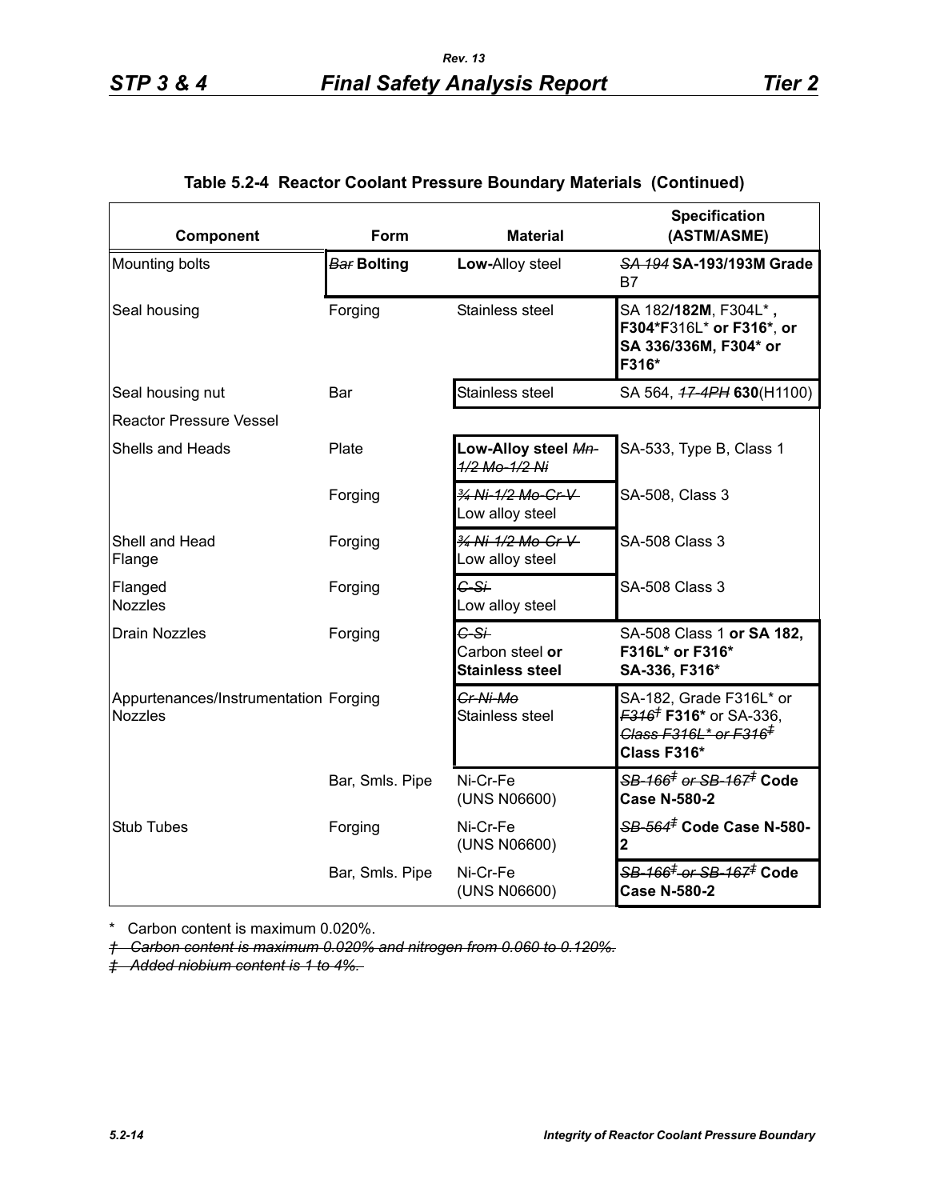## Table 5.2-4 Reactor Coolant Pressure Boundary Materials (Continued)

| Component | Form | Material | Specification (ASTM/ASME) |
|---|---|---|---|
| Mounting bolts | ~~Bar~~ **Bolting** | **Low-**Alloy steel | ~~SA 194~~ **SA-193/193M Grade** B7 |
| Seal housing | Forging | Stainless steel | SA 182**/182M**, F304L* **,** **F304*****F**316L* **or F316***, **or SA 336/336M, F304* or F316*** |
| Seal housing nut | Bar | Stainless steel | SA 564, ~~17-4PH~~ **630**(H1100) |
| Reactor Pressure Vessel | | | |
| Shells and Heads | Plate | **Low-Alloy steel** ~~Mn-1/2 Mo-1/2 Ni~~ | SA-533, Type B, Class 1 |
| | Forging | ~~¾ Ni-1/2 Mo-Cr-V~~ Low alloy steel | SA-508, Class 3 |
| Shell and Head Flange | Forging | ~~¾ Ni-1/2 Mo-Cr-V~~ Low alloy steel | SA-508 Class 3 |
| Flanged Nozzles | Forging | ~~C-Si~~ Low alloy steel | SA-508 Class 3 |
| Drain Nozzles | Forging | ~~C-Si~~ Carbon steel **or Stainless steel** | SA-508 Class 1 **or SA 182, F316L* or F316* SA-336, F316*** |
| Appurtenances/Instrumentation Nozzles | Forging | ~~Cr-Ni-Mo~~ Stainless steel | SA-182, Grade F316L* or ~~F316†~~ **F316*** or SA-336, ~~Class F316L* or F316‡~~ **Class F316*** |
| | Bar, Smls. Pipe | Ni-Cr-Fe (UNS N06600) | ~~SB-166‡ or SB-167‡~~ **Code Case N-580-2** |
| Stub Tubes | Forging | Ni-Cr-Fe (UNS N06600) | ~~SB-564‡~~ **Code Case N-580-2** |
| | Bar, Smls. Pipe | Ni-Cr-Fe (UNS N06600) | ~~SB-166‡ or SB-167‡~~ **Code Case N-580-2** |

\* Carbon content is maximum 0.020%.

~~† Carbon content is maximum 0.020% and nitrogen from 0.060 to 0.120%.~~

~~‡ Added niobium content is 1 to 4%.~~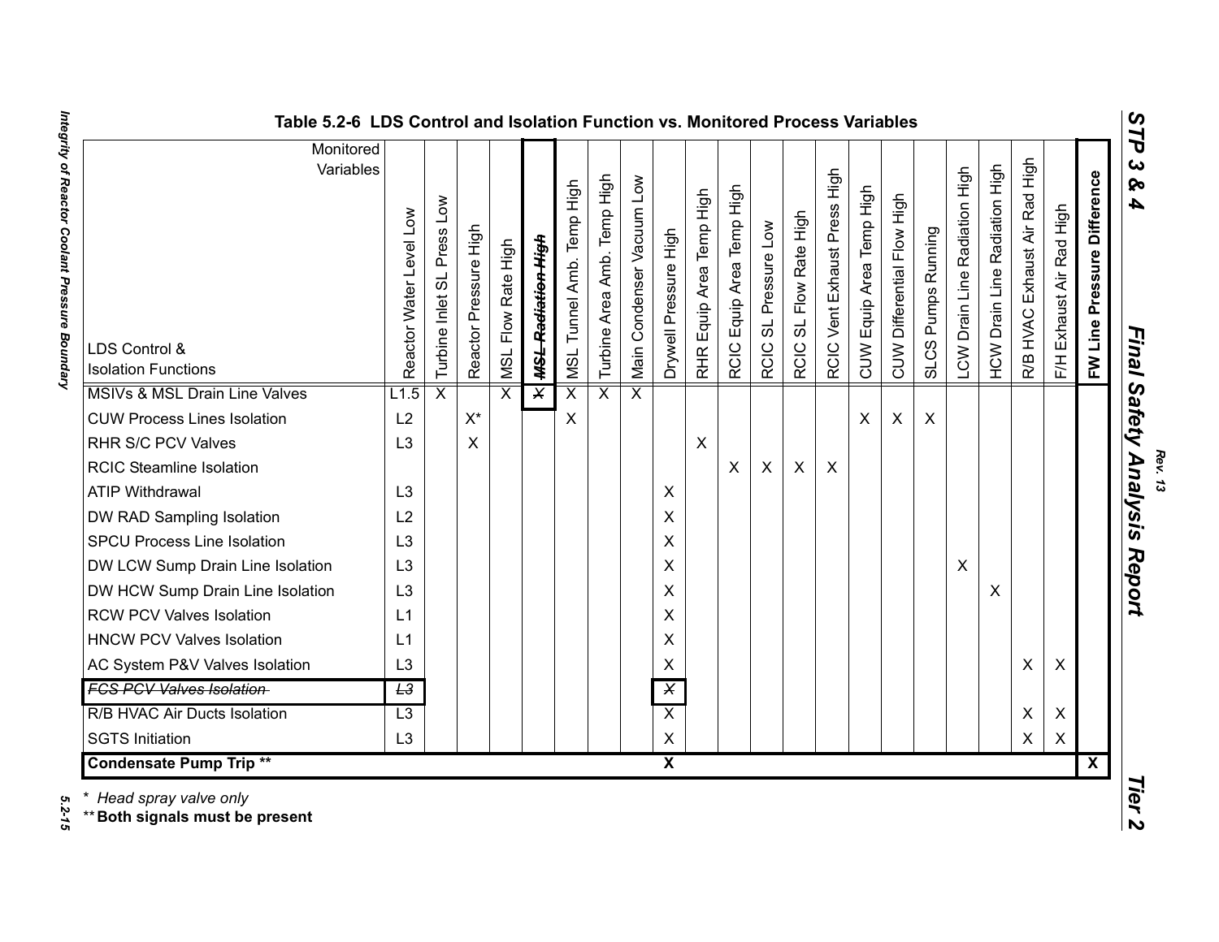**Table 5.2-6 LDS Control and Isolation Function vs. Monitored Process Variables**

| LDS Control & Isolation Functions | Reactor Water Level Low | Turbine Inlet SL Press Low | Reactor Pressure High | MSL Flow Rate High | ~~MSL Radiation High~~ | MSL Tunnel Amb. Temp High | Turbine Area Amb. Temp High | Main Condenser Vacuum Low | Drywell Pressure High | RHR Equip Area Temp High | RCIC Equip Area Temp High | RCIC SL Pressure Low | RCIC SL Flow Rate High | RCIC Vent Exhaust Press High | CUW Equip Area Temp High | CUW Differential Flow High | SLCS Pumps Running | LCW Drain Line Radiation High | HCW Drain Line Radiation High | R/B HVAC Exhaust Air Rad High | F/H Exhaust Air Rad High | **FW Line Pressure Difference** |
|---|---|---|---|---|---|---|---|---|---|---|---|---|---|---|---|---|---|---|---|---|---|---|
| MSIVs & MSL Drain Line Valves | L1.5 | X | | X | ~~X~~ | X | X | X | | | | | | | | | | | | | | |
| CUW Process Lines Isolation | L2 | | X* | | | X | | | | | | | | | X | X | X | | | | | |
| RHR S/C PCV Valves | L3 | | X | | | | | | | X | | | | | | | | | | | | |
| RCIC Steamline Isolation | | | | | | | | | | | X | X | X | X | | | | | | | | |
| ATIP Withdrawal | L3 | | | | | | | | X | | | | | | | | | | | | | |
| DW RAD Sampling Isolation | L2 | | | | | | | | X | | | | | | | | | | | | | |
| SPCU Process Line Isolation | L3 | | | | | | | | X | | | | | | | | | | | | | |
| DW LCW Sump Drain Line Isolation | L3 | | | | | | | | X | | | | | | | | | X | | | | |
| DW HCW Sump Drain Line Isolation | L3 | | | | | | | | X | | | | | | | | | | X | | | |
| RCW PCV Valves Isolation | L1 | | | | | | | | X | | | | | | | | | | | | | |
| HNCW PCV Valves Isolation | L1 | | | | | | | | X | | | | | | | | | | | | | |
| AC System P&V Valves Isolation | L3 | | | | | | | | X | | | | | | | | | | | X | X | |
| ~~FCS PCV Valves Isolation~~ | ~~L3~~ | | | | | | | | ~~X~~ | | | | | | | | | | | | | |
| R/B HVAC Air Ducts Isolation | L3 | | | | | | | | X | | | | | | | | | | | X | X | |
| SGTS Initiation | L3 | | | | | | | | X | | | | | | | | | | | X | X | |
| **Condensate Pump Trip \*\*** | | | | | | | | | **X** | | | | | | | | | | | | | **X** |

\* *Head spray valve only*

\*\* **Both signals must be present**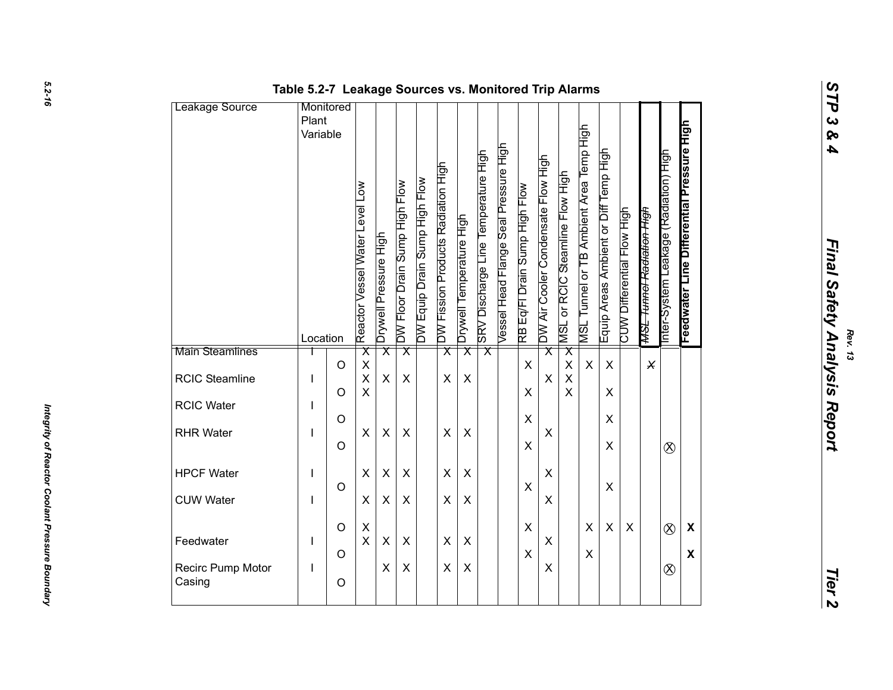**Table 5.2-7 Leakage Sources vs. Monitored Trip Alarms**

| Leakage Source | Monitored Plant Variable Location | Reactor Vessel Water Level Low | Drywell Pressure High | DW Floor Drain Sump High Flow | DW Equip Drain Sump High Flow | DW Fission Products Radiation High | Drywell Temperature High | SRV Discharge Line Temperature High | Vessel Head Flange Seal Pressure High | RB Eq/Fl Drain Sump High Flow | DW Air Cooler Condensate Flow High | MSL or RCIC Steamline Flow High | MSL Tunnel or TB Ambient Area Temp High | Equip Areas Ambient or Diff Temp High | CUW Differential Flow High | ~~MSL Tunnel Radiation High~~ | Inter-System Leakage (Radiation) High | **Feedwater Line Differential Pressure High** |
|---|---|---|---|---|---|---|---|---|---|---|---|---|---|---|---|---|---|---|
| Main Steamlines | I | X | X | X | | X | X | X | | | X | X | | | | | | |
| | O | X | | | | | | | | X | | X | X | X | | ~~X~~ | | |
| RCIC Steamline | I | X | X | X | | X | X | | | | X | X | | | | | | |
| | O | X | | | | | | | | X | | X | | X | | | | |
| RCIC Water | I | | | | | | | | | | | | | | | | | |
| | O | | | | | | | | | X | | | | X | | | | |
| RHR Water | I | X | X | X | | X | X | | | | X | | | | | | | |
| | O | | | | | | | | | X | | | | X | | | ⊗ | |
| HPCF Water | I | X | X | X | | X | X | | | | X | | | | | | | |
| | O | | | | | | | | | X | | | | X | | | | |
| CUW Water | I | X | X | X | | X | X | | | | X | | | | | | | |
| | O | X | | | | | | | | X | | | X | X | X | | ⊗ | **X** |
| Feedwater | I | X | X | X | | X | X | | | | X | | | | | | | |
| | O | | | | | | | | | X | | | X | | | | | **X** |
| Recirc Pump Motor Casing | I | | X | X | | X | X | | | | X | | | | | | ⊗ | |
| | O | | | | | | | | | | | | | | | | | |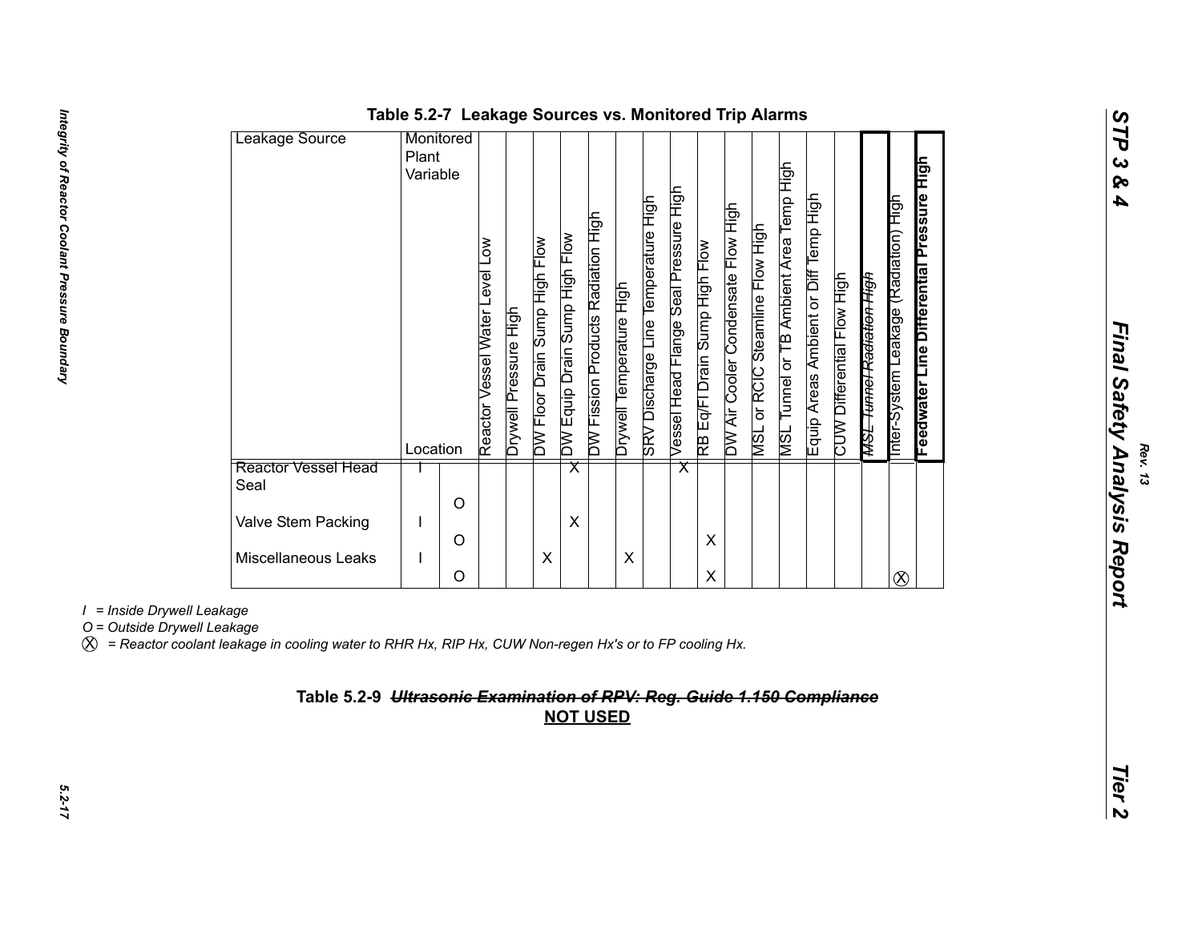## Table 5.2-7 Leakage Sources vs. Monitored Trip Alarms

| Leakage Source | Monitored Plant Variable / Location | Reactor Vessel Water Level Low | Drywell Pressure High | DW Floor Drain Sump High Flow | DW Equip Drain Sump High Flow | DW Fission Products Radiation High | Drywell Temperature High | SRV Discharge Line Temperature High | Vessel Head Flange Seal Pressure High | RB Eq/Fl Drain Sump High Flow | DW Air Cooler Condensate Flow High | MSL or RCIC Steamline Flow High | MSL Tunnel or TB Ambient Area Temp High | Equip Areas Ambient or Diff Temp High | CUW Differential Flow High | MSL ~~Tunnel Radiation High~~ | Inter-System Leakage (Radiation) High | **Feedwater Line Differential Pressure High** |
|---|---|---|---|---|---|---|---|---|---|---|---|---|---|---|---|---|---|---|
| Reactor Vessel Head Seal | I | | | | X | | | | X | | | | | | | | | |
| | O | | | | | | | | | | | | | | | | | |
| Valve Stem Packing | I | | | | X | | | | | | | | | | | | | |
| | O | | | | | | | | | X | | | | | | | | |
| Miscellaneous Leaks | I | | | X | | | X | | | | | | | | | | | |
| | O | | | | | | | | | X | | | | | | | ⓧ | |

*I = Inside Drywell Leakage*

*O = Outside Drywell Leakage*

ⓧ *= Reactor coolant leakage in cooling water to RHR Hx, RIP Hx, CUW Non-regen Hx's or to FP cooling Hx.*

## Table 5.2-9 ~~*Ultrasonic Examination of RPV: Reg. Guide 1.150 Compliance*~~

**NOT USED**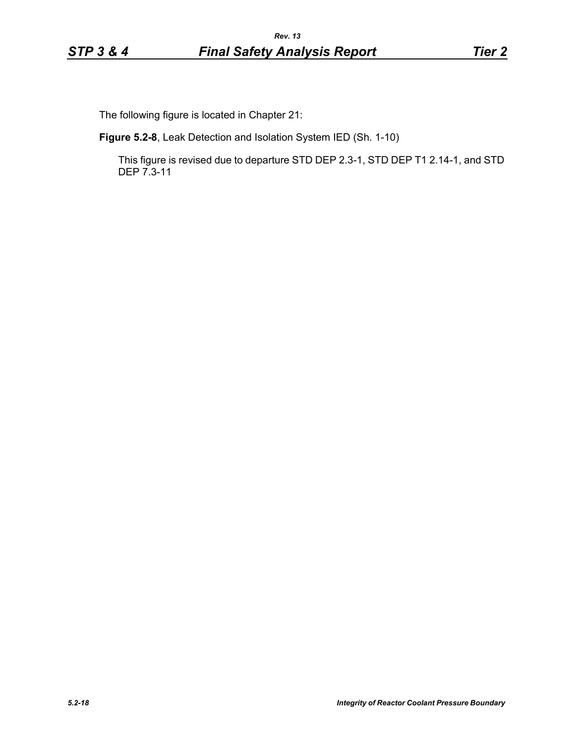The following figure is located in Chapter 21:

**Figure 5.2-8**, Leak Detection and Isolation System IED (Sh. 1-10)

This figure is revised due to departure STD DEP 2.3-1, STD DEP T1 2.14-1, and STD DEP 7.3-11